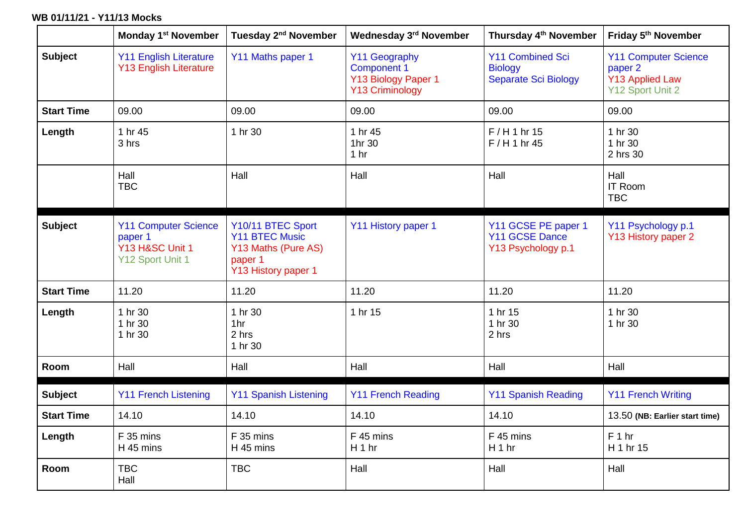**WB 01/11/21 - Y11/13 Mocks**

| | Monday 1st November | Tuesday 2nd November | Wednesday 3rd November | Thursday 4th November | Friday 5th November |
|---|---|---|---|---|---|
| **Subject** | Y11 English Literature<br>Y13 English Literature | Y11 Maths paper 1 | Y11 Geography Component 1<br>Y13 Biology Paper 1<br>Y13 Criminology | Y11 Combined Sci Biology<br>Separate Sci Biology | Y11 Computer Science paper 2<br>Y13 Applied Law<br>Y12 Sport Unit 2 |
| **Start Time** | 09.00 | 09.00 | 09.00 | 09.00 | 09.00 |
| **Length** | 1 hr 45<br>3 hrs | 1 hr 30 | 1 hr 45<br>1hr 30<br>1 hr | F / H 1 hr 15<br>F / H 1 hr 45 | 1 hr 30<br>1 hr 30<br>2 hrs 30 |
| | Hall<br>TBC | Hall | Hall | Hall | Hall<br>IT Room<br>TBC |
| **Subject** | Y11 Computer Science paper 1<br>Y13 H&SC Unit 1<br>Y12 Sport Unit 1 | Y10/11 BTEC Sport<br>Y11 BTEC Music<br>Y13 Maths (Pure AS) paper 1<br>Y13 History paper 1 | Y11 History paper 1 | Y11 GCSE PE paper 1<br>Y11 GCSE Dance<br>Y13 Psychology p.1 | Y11 Psychology p.1<br>Y13 History paper 2 |
| **Start Time** | 11.20 | 11.20 | 11.20 | 11.20 | 11.20 |
| **Length** | 1 hr 30<br>1 hr 30<br>1 hr 30 | 1 hr 30<br>1hr<br>2 hrs<br>1 hr 30 | 1 hr 15 | 1 hr 15<br>1 hr 30<br>2 hrs | 1 hr 30<br>1 hr 30 |
| **Room** | Hall | Hall | Hall | Hall | Hall |
| **Subject** | Y11 French Listening | Y11 Spanish Listening | Y11 French Reading | Y11 Spanish Reading | Y11 French Writing |
| **Start Time** | 14.10 | 14.10 | 14.10 | 14.10 | 13.50 **(NB: Earlier start time)** |
| **Length** | F 35 mins<br>H 45 mins | F 35 mins<br>H 45 mins | F 45 mins<br>H 1 hr | F 45 mins<br>H 1 hr | F 1 hr<br>H 1 hr 15 |
| **Room** | TBC<br>Hall | TBC | Hall | Hall | Hall |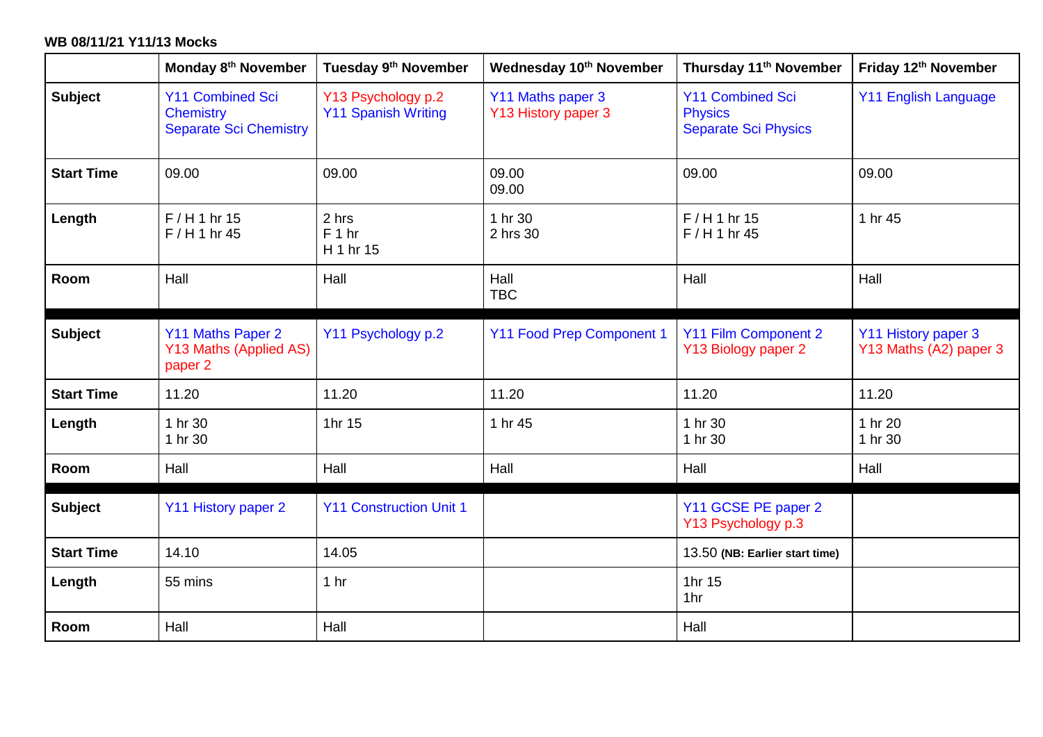**WB 08/11/21 Y11/13 Mocks**

| | Monday 8th November | Tuesday 9th November | Wednesday 10th November | Thursday 11th November | Friday 12th November |
|---|---|---|---|---|---|
| **Subject** | Y11 Combined Sci Chemistry<br>Separate Sci Chemistry | Y13 Psychology p.2<br>Y11 Spanish Writing | Y11 Maths paper 3<br>Y13 History paper 3 | Y11 Combined Sci Physics<br>Separate Sci Physics | Y11 English Language |
| **Start Time** | 09.00 | 09.00 | 09.00<br>09.00 | 09.00 | 09.00 |
| **Length** | F / H 1 hr 15<br>F / H 1 hr 45 | 2 hrs<br>F 1 hr<br>H 1 hr 15 | 1 hr 30<br>2 hrs 30 | F / H 1 hr 15<br>F / H 1 hr 45 | 1 hr 45 |
| **Room** | Hall | Hall | Hall<br>TBC | Hall | Hall |
| **Subject** | Y11 Maths Paper 2<br>Y13 Maths (Applied AS) paper 2 | Y11 Psychology p.2 | Y11 Food Prep Component 1 | Y11 Film Component 2<br>Y13 Biology paper 2 | Y11 History paper 3<br>Y13 Maths (A2) paper 3 |
| **Start Time** | 11.20 | 11.20 | 11.20 | 11.20 | 11.20 |
| **Length** | 1 hr 30<br>1 hr 30 | 1hr 15 | 1 hr 45 | 1 hr 30<br>1 hr 30 | 1 hr 20<br>1 hr 30 |
| **Room** | Hall | Hall | Hall | Hall | Hall |
| **Subject** | Y11 History paper 2 | Y11 Construction Unit 1 | | Y11 GCSE PE paper 2<br>Y13 Psychology p.3 | |
| **Start Time** | 14.10 | 14.05 | | 13.50 **(NB: Earlier start time)** | |
| **Length** | 55 mins | 1 hr | | 1hr 15<br>1hr | |
| **Room** | Hall | Hall | | Hall | |